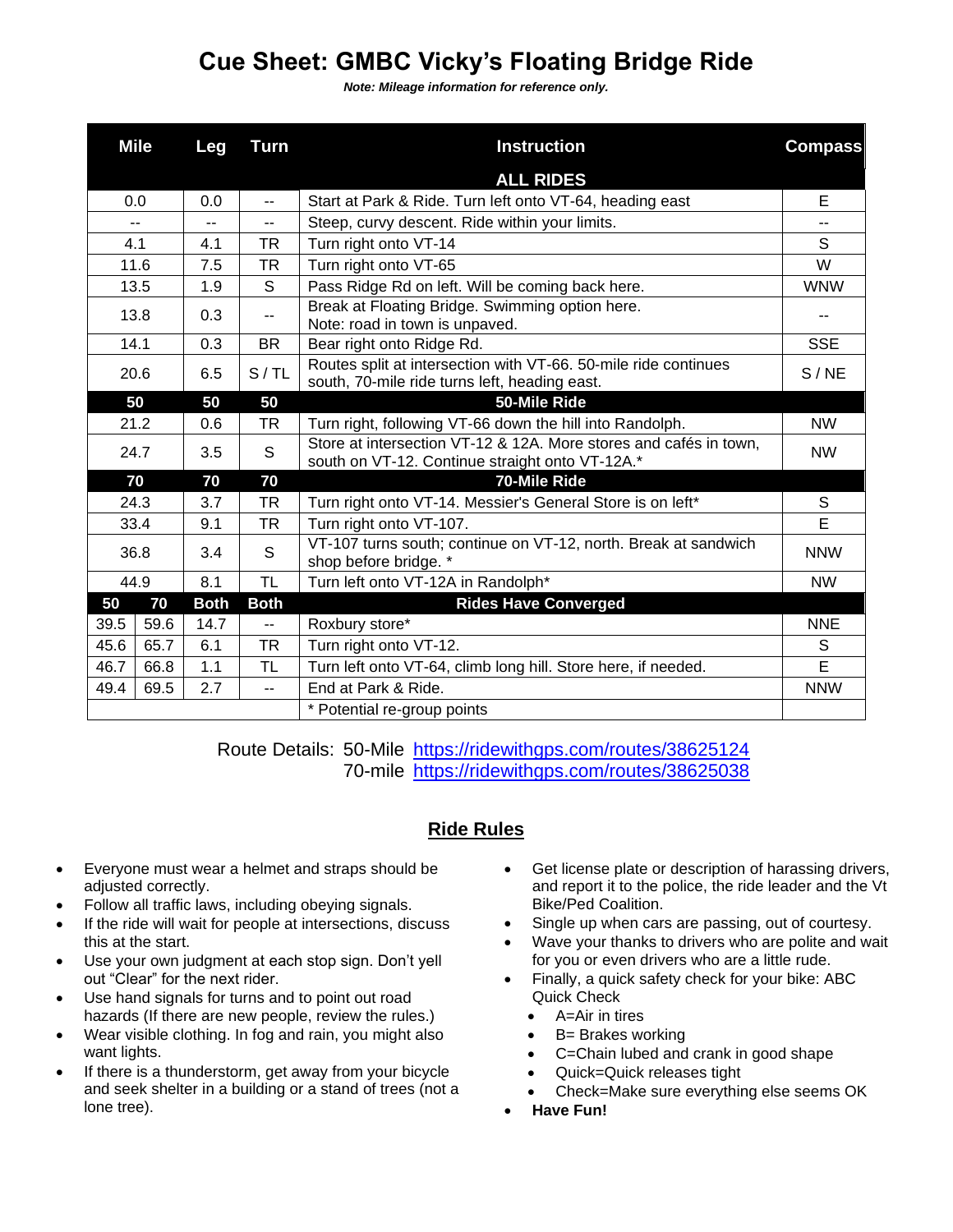# Cue Sheet: GMBC Vicky's Floating Bridge Ride

***Note: Mileage information for reference only.***

| Mile | | Leg | Turn | Instruction | Compass |
|---|---|---|---|---|---|
| | | | | **ALL RIDES** | |
| 0.0 | | 0.0 | -- | Start at Park & Ride. Turn left onto VT-64, heading east | E |
| -- | | -- | -- | Steep, curvy descent. Ride within your limits. | -- |
| 4.1 | | 4.1 | TR | Turn right onto VT-14 | S |
| 11.6 | | 7.5 | TR | Turn right onto VT-65 | W |
| 13.5 | | 1.9 | S | Pass Ridge Rd on left. Will be coming back here. | WNW |
| 13.8 | | 0.3 | -- | Break at Floating Bridge. Swimming option here. Note: road in town is unpaved. | -- |
| 14.1 | | 0.3 | BR | Bear right onto Ridge Rd. | SSE |
| 20.6 | | 6.5 | S / TL | Routes split at intersection with VT-66. 50-mile ride continues south, 70-mile ride turns left, heading east. | S / NE |
| **50** | | **50** | **50** | **50-Mile Ride** | |
| 21.2 | | 0.6 | TR | Turn right, following VT-66 down the hill into Randolph. | NW |
| 24.7 | | 3.5 | S | Store at intersection VT-12 & 12A. More stores and cafés in town, south on VT-12. Continue straight onto VT-12A.* | NW |
| **70** | | **70** | **70** | **70-Mile Ride** | |
| 24.3 | | 3.7 | TR | Turn right onto VT-14. Messier's General Store is on left* | S |
| 33.4 | | 9.1 | TR | Turn right onto VT-107. | E |
| 36.8 | | 3.4 | S | VT-107 turns south; continue on VT-12, north. Break at sandwich shop before bridge. * | NNW |
| 44.9 | | 8.1 | TL | Turn left onto VT-12A in Randolph* | NW |
| **50** | **70** | **Both** | **Both** | **Rides Have Converged** | |
| 39.5 | 59.6 | 14.7 | -- | Roxbury store* | NNE |
| 45.6 | 65.7 | 6.1 | TR | Turn right onto VT-12. | S |
| 46.7 | 66.8 | 1.1 | TL | Turn left onto VT-64, climb long hill. Store here, if needed. | E |
| 49.4 | 69.5 | 2.7 | -- | End at Park & Ride. | NNW |
| | | | | * Potential re-group points | |

Route Details: 50-Mile https://ridewithgps.com/routes/38625124
70-mile https://ridewithgps.com/routes/38625038

## Ride Rules

- Everyone must wear a helmet and straps should be adjusted correctly.
- Follow all traffic laws, including obeying signals.
- If the ride will wait for people at intersections, discuss this at the start.
- Use your own judgment at each stop sign. Don't yell out "Clear" for the next rider.
- Use hand signals for turns and to point out road hazards (If there are new people, review the rules.)
- Wear visible clothing. In fog and rain, you might also want lights.
- If there is a thunderstorm, get away from your bicycle and seek shelter in a building or a stand of trees (not a lone tree).
- Get license plate or description of harassing drivers, and report it to the police, the ride leader and the Vt Bike/Ped Coalition.
- Single up when cars are passing, out of courtesy.
- Wave your thanks to drivers who are polite and wait for you or even drivers who are a little rude.
- Finally, a quick safety check for your bike: ABC Quick Check
  - A=Air in tires
  - B= Brakes working
  - C=Chain lubed and crank in good shape
  - Quick=Quick releases tight
  - Check=Make sure everything else seems OK
- **Have Fun!**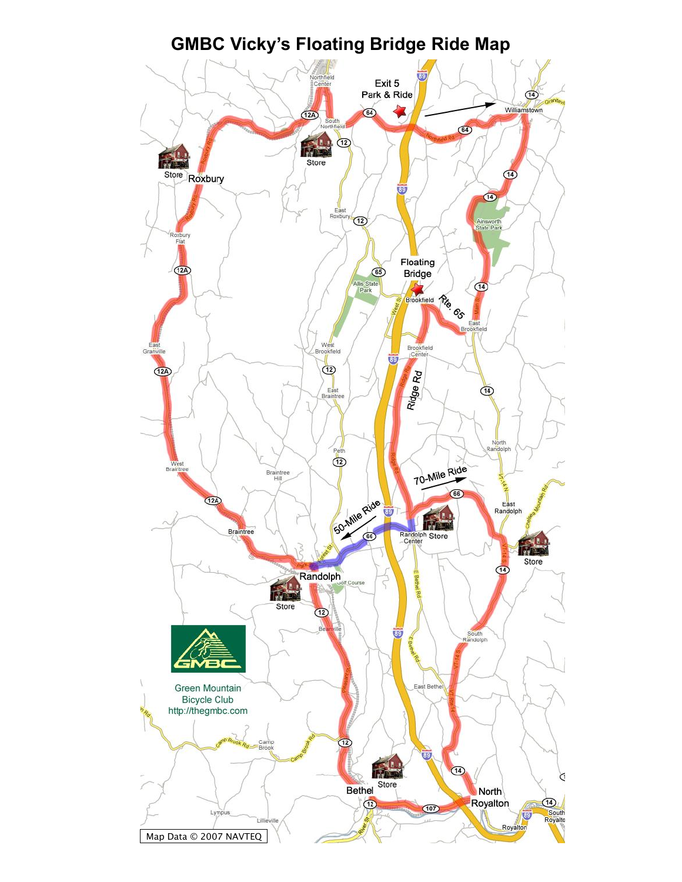# GMBC Vicky's Floating Bridge Ride Map

Exit 5
Park & Ride

Williamstown

Northfield Center

South Northfield

Store

Store

Roxbury

Roxbury Flat

East Roxbury

Ainsworth State Park

Floating Bridge

Brookfield

Rte. 65

East Brookfield

Allis State Park

West Brookfield

Brookfield Center

Ridge Rd

East Granville

East Braintree

Peth

North Randolph

West Braintree

Braintree Hill

70-Mile Ride

East Randolph

50-Mile Ride

Randolph Center

Store

Store

Braintree

Randolph

Store

Golf Course

Beanville

South Randolph

East Bethel

Green Mountain Bicycle Club
http://thegmbc.com

Camp Brook

Store

Bethel

North Royalton

South Royalton

Royalton

Lympus

Lillieville

Map Data © 2007 NAVTEQ